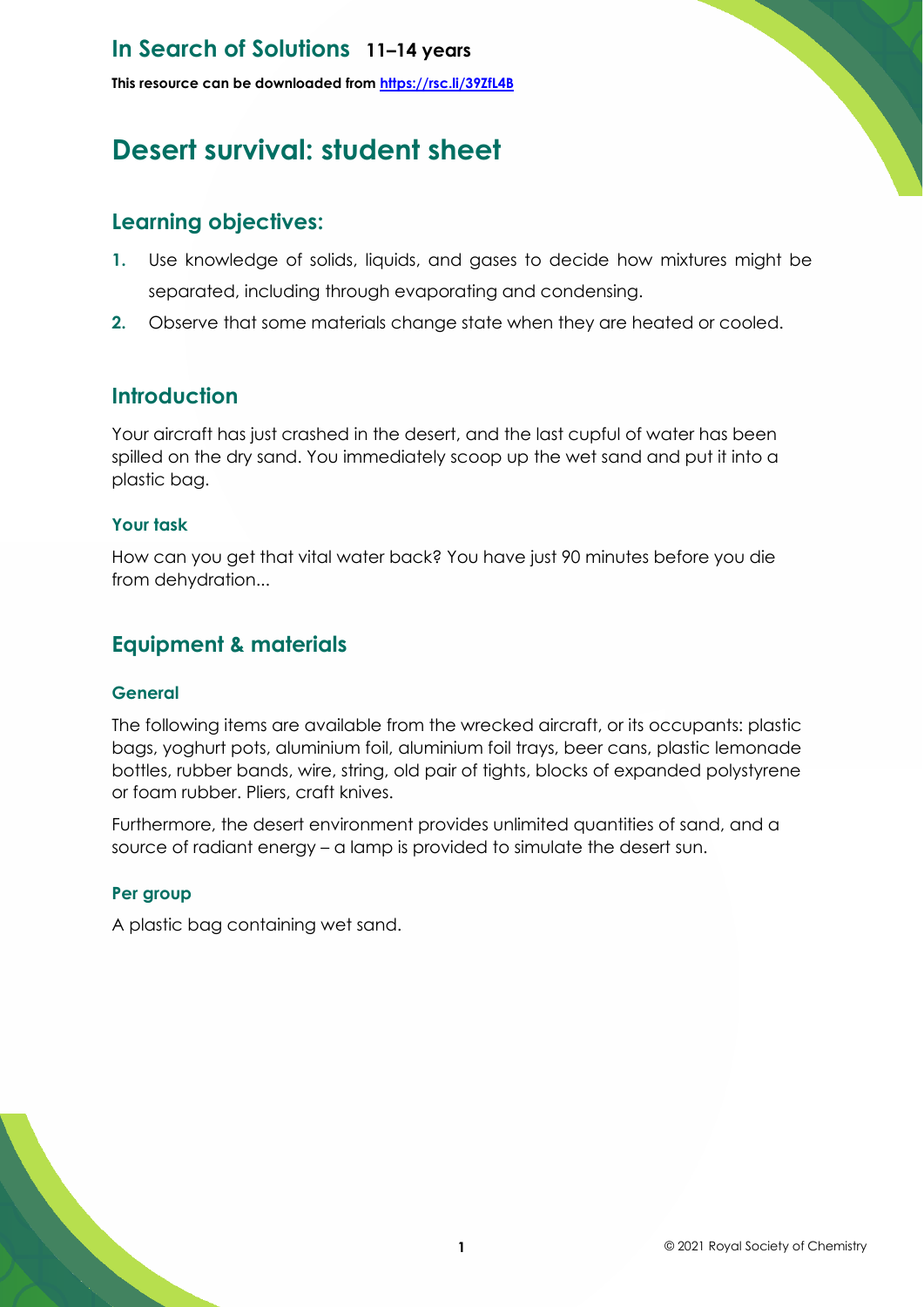# In Search of Solutions 11–14 years

**This resource can be downloaded from [https://rsc.li/39ZfL4B](https://rsc.li/39ZfL4B)**

# Desert survival: student sheet

## Learning objectives:

1. Use knowledge of solids, liquids, and gases to decide how mixtures might be separated, including through evaporating and condensing.
2. Observe that some materials change state when they are heated or cooled.

## Introduction

Your aircraft has just crashed in the desert, and the last cupful of water has been spilled on the dry sand. You immediately scoop up the wet sand and put it into a plastic bag.

### Your task

How can you get that vital water back? You have just 90 minutes before you die from dehydration...

## Equipment & materials

### General

The following items are available from the wrecked aircraft, or its occupants: plastic bags, yoghurt pots, aluminium foil, aluminium foil trays, beer cans, plastic lemonade bottles, rubber bands, wire, string, old pair of tights, blocks of expanded polystyrene or foam rubber. Pliers, craft knives.

Furthermore, the desert environment provides unlimited quantities of sand, and a source of radiant energy – a lamp is provided to simulate the desert sun.

### Per group

A plastic bag containing wet sand.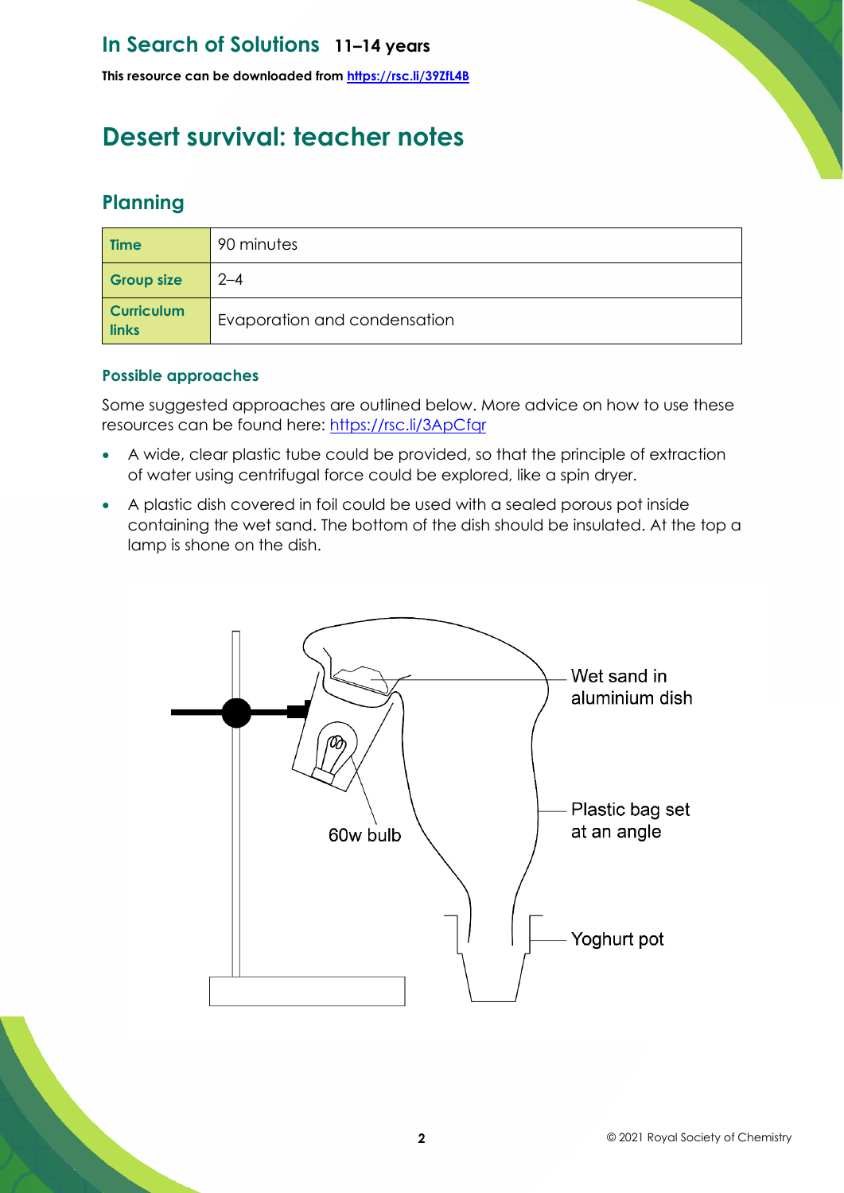# Desert survival: teacher notes

## Planning

| Time | 90 minutes |
| --- | --- |
| Group size | 2–4 |
| Curriculum links | Evaporation and condensation |

### Possible approaches

Some suggested approaches are outlined below. More advice on how to use these resources can be found here: https://rsc.li/3ApCfqr

- A wide, clear plastic tube could be provided, so that the principle of extraction of water using centrifugal force could be explored, like a spin dryer.
- A plastic dish covered in foil could be used with a sealed porous pot inside containing the wet sand. The bottom of the dish should be insulated. At the top a lamp is shone on the dish.

Wet sand in aluminium dish

Plastic bag set at an angle

60w bulb

Yoghurt pot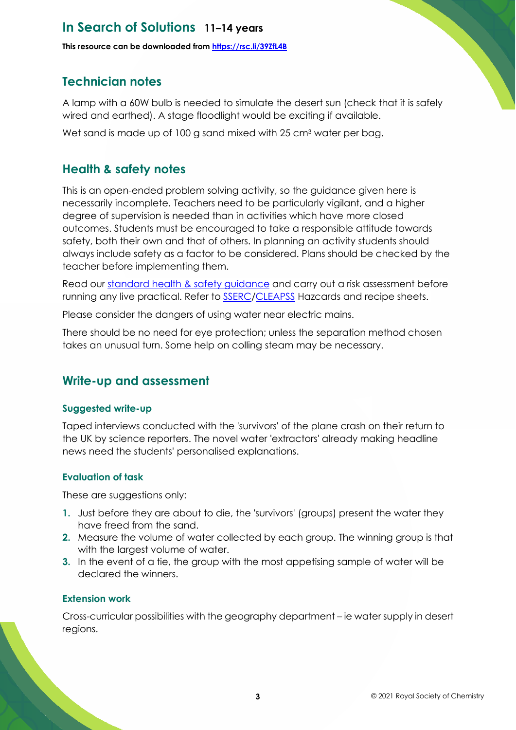# In Search of Solutions 11–14 years

**This resource can be downloaded from https://rsc.li/39ZfL4B**

## Technician notes

A lamp with a 60W bulb is needed to simulate the desert sun (check that it is safely wired and earthed). A stage floodlight would be exciting if available.

Wet sand is made up of 100 g sand mixed with 25 $cm^3$ water per bag.

## Health & safety notes

This is an open-ended problem solving activity, so the guidance given here is necessarily incomplete. Teachers need to be particularly vigilant, and a higher degree of supervision is needed than in activities which have more closed outcomes. Students must be encouraged to take a responsible attitude towards safety, both their own and that of others. In planning an activity students should always include safety as a factor to be considered. Plans should be checked by the teacher before implementing them.

Read our standard health & safety guidance and carry out a risk assessment before running any live practical. Refer to SSERC/CLEAPSS Hazcards and recipe sheets.

Please consider the dangers of using water near electric mains.

There should be no need for eye protection; unless the separation method chosen takes an unusual turn. Some help on colling steam may be necessary.

## Write-up and assessment

### Suggested write-up

Taped interviews conducted with the 'survivors' of the plane crash on their return to the UK by science reporters. The novel water 'extractors' already making headline news need the students' personalised explanations.

### Evaluation of task

These are suggestions only:

1. Just before they are about to die, the 'survivors' (groups) present the water they have freed from the sand.
2. Measure the volume of water collected by each group. The winning group is that with the largest volume of water.
3. In the event of a tie, the group with the most appetising sample of water will be declared the winners.

### Extension work

Cross-curricular possibilities with the geography department – ie water supply in desert regions.